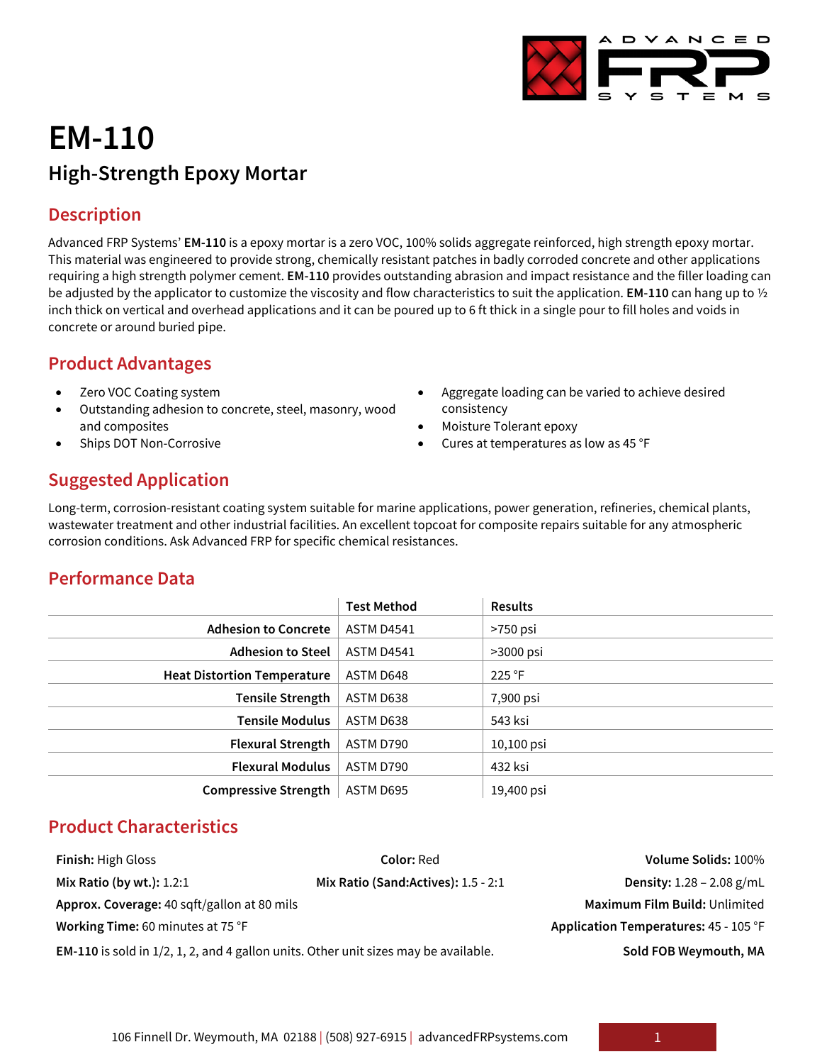# EM-110

## High-Strength Epoxy Mortar

## Description

Advanced FRP Systems' **EM-110** is a epoxy mortar is a zero VOC, 100% solids aggregate reinforced, high strength epoxy mortar. This material was engineered to provide strong, chemically resistant patches in badly corroded concrete and other applications requiring a high strength polymer cement. **EM-110** provides outstanding abrasion and impact resistance and the filler loading can be adjusted by the applicator to customize the viscosity and flow characteristics to suit the application. **EM-110** can hang up to ½ inch thick on vertical and overhead applications and it can be poured up to 6 ft thick in a single pour to fill holes and voids in concrete or around buried pipe.

## Product Advantages

- Zero VOC Coating system
- Outstanding adhesion to concrete, steel, masonry, wood and composites
- Ships DOT Non-Corrosive
- Aggregate loading can be varied to achieve desired consistency
- Moisture Tolerant epoxy
- Cures at temperatures as low as 45 °F

## Suggested Application

Long-term, corrosion-resistant coating system suitable for marine applications, power generation, refineries, chemical plants, wastewater treatment and other industrial facilities. An excellent topcoat for composite repairs suitable for any atmospheric corrosion conditions. Ask Advanced FRP for specific chemical resistances.

## Performance Data

| | Test Method | Results |
|---|---|---|
| **Adhesion to Concrete** | ASTM D4541 | >750 psi |
| **Adhesion to Steel** | ASTM D4541 | >3000 psi |
| **Heat Distortion Temperature** | ASTM D648 | 225 °F |
| **Tensile Strength** | ASTM D638 | 7,900 psi |
| **Tensile Modulus** | ASTM D638 | 543 ksi |
| **Flexural Strength** | ASTM D790 | 10,100 psi |
| **Flexural Modulus** | ASTM D790 | 432 ksi |
| **Compressive Strength** | ASTM D695 | 19,400 psi |

## Product Characteristics

**Finish:** High Gloss
**Color:** Red
**Volume Solids:** 100%
**Mix Ratio (by wt.):** 1.2:1
**Mix Ratio (Sand:Actives):** 1.5 - 2:1
**Density:** 1.28 – 2.08 g/mL
**Approx. Coverage:** 40 sqft/gallon at 80 mils
**Maximum Film Build:** Unlimited
**Working Time:** 60 minutes at 75 °F
**Application Temperatures:** 45 - 105 °F

**EM-110** is sold in 1/2, 1, 2, and 4 gallon units. Other unit sizes may be available.

**Sold FOB Weymouth, MA**

106 Finnell Dr. Weymouth, MA 02188 | (508) 927-6915 | advancedFRPsystems.com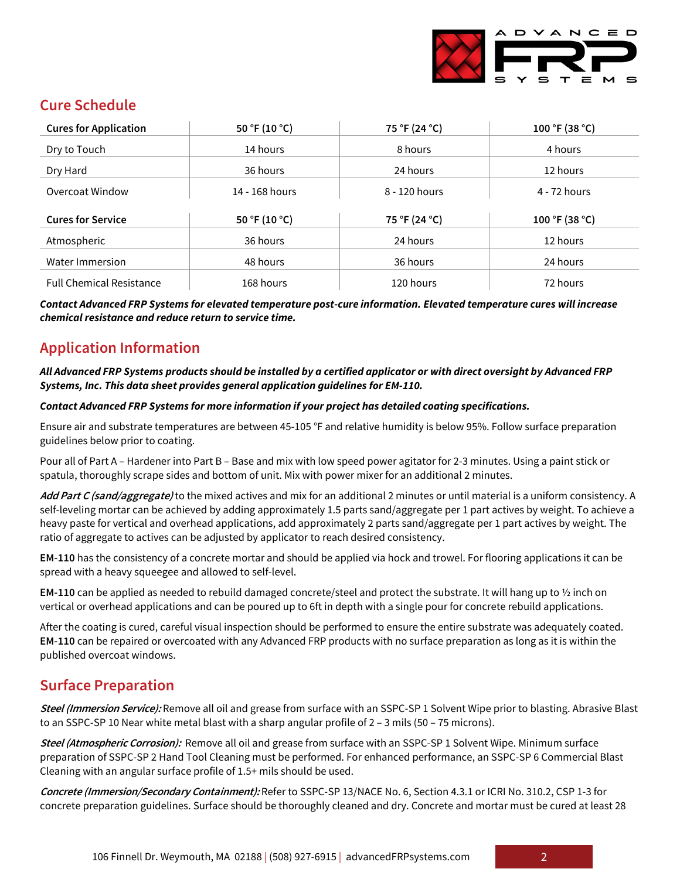## Cure Schedule

| Cures for Application | 50 °F (10 °C) | 75 °F (24 °C) | 100 °F (38 °C) |
|---|---|---|---|
| Dry to Touch | 14 hours | 8 hours | 4 hours |
| Dry Hard | 36 hours | 24 hours | 12 hours |
| Overcoat Window | 14 - 168 hours | 8 - 120 hours | 4 - 72 hours |

| Cures for Service | 50 °F (10 °C) | 75 °F (24 °C) | 100 °F (38 °C) |
|---|---|---|---|
| Atmospheric | 36 hours | 24 hours | 12 hours |
| Water Immersion | 48 hours | 36 hours | 24 hours |
| Full Chemical Resistance | 168 hours | 120 hours | 72 hours |

***Contact Advanced FRP Systems for elevated temperature post-cure information. Elevated temperature cures will increase chemical resistance and reduce return to service time.***

## Application Information

***All Advanced FRP Systems products should be installed by a certified applicator or with direct oversight by Advanced FRP Systems, Inc. This data sheet provides general application guidelines for EM-110.***

***Contact Advanced FRP Systems for more information if your project has detailed coating specifications.***

Ensure air and substrate temperatures are between 45-105 °F and relative humidity is below 95%. Follow surface preparation guidelines below prior to coating.

Pour all of Part A – Hardener into Part B – Base and mix with low speed power agitator for 2-3 minutes. Using a paint stick or spatula, thoroughly scrape sides and bottom of unit. Mix with power mixer for an additional 2 minutes.

***Add Part C (sand/aggregate)*** to the mixed actives and mix for an additional 2 minutes or until material is a uniform consistency. A self-leveling mortar can be achieved by adding approximately 1.5 parts sand/aggregate per 1 part actives by weight. To achieve a heavy paste for vertical and overhead applications, add approximately 2 parts sand/aggregate per 1 part actives by weight. The ratio of aggregate to actives can be adjusted by applicator to reach desired consistency.

**EM-110** has the consistency of a concrete mortar and should be applied via hock and trowel. For flooring applications it can be spread with a heavy squeegee and allowed to self-level.

**EM-110** can be applied as needed to rebuild damaged concrete/steel and protect the substrate. It will hang up to ½ inch on vertical or overhead applications and can be poured up to 6ft in depth with a single pour for concrete rebuild applications.

After the coating is cured, careful visual inspection should be performed to ensure the entire substrate was adequately coated. **EM-110** can be repaired or overcoated with any Advanced FRP products with no surface preparation as long as it is within the published overcoat windows.

## Surface Preparation

***Steel (Immersion Service):*** Remove all oil and grease from surface with an SSPC-SP 1 Solvent Wipe prior to blasting. Abrasive Blast to an SSPC-SP 10 Near white metal blast with a sharp angular profile of 2 – 3 mils (50 – 75 microns).

***Steel (Atmospheric Corrosion):*** Remove all oil and grease from surface with an SSPC-SP 1 Solvent Wipe. Minimum surface preparation of SSPC-SP 2 Hand Tool Cleaning must be performed. For enhanced performance, an SSPC-SP 6 Commercial Blast Cleaning with an angular surface profile of 1.5+ mils should be used.

***Concrete (Immersion/Secondary Containment):*** Refer to SSPC-SP 13/NACE No. 6, Section 4.3.1 or ICRI No. 310.2, CSP 1-3 for concrete preparation guidelines. Surface should be thoroughly cleaned and dry. Concrete and mortar must be cured at least 28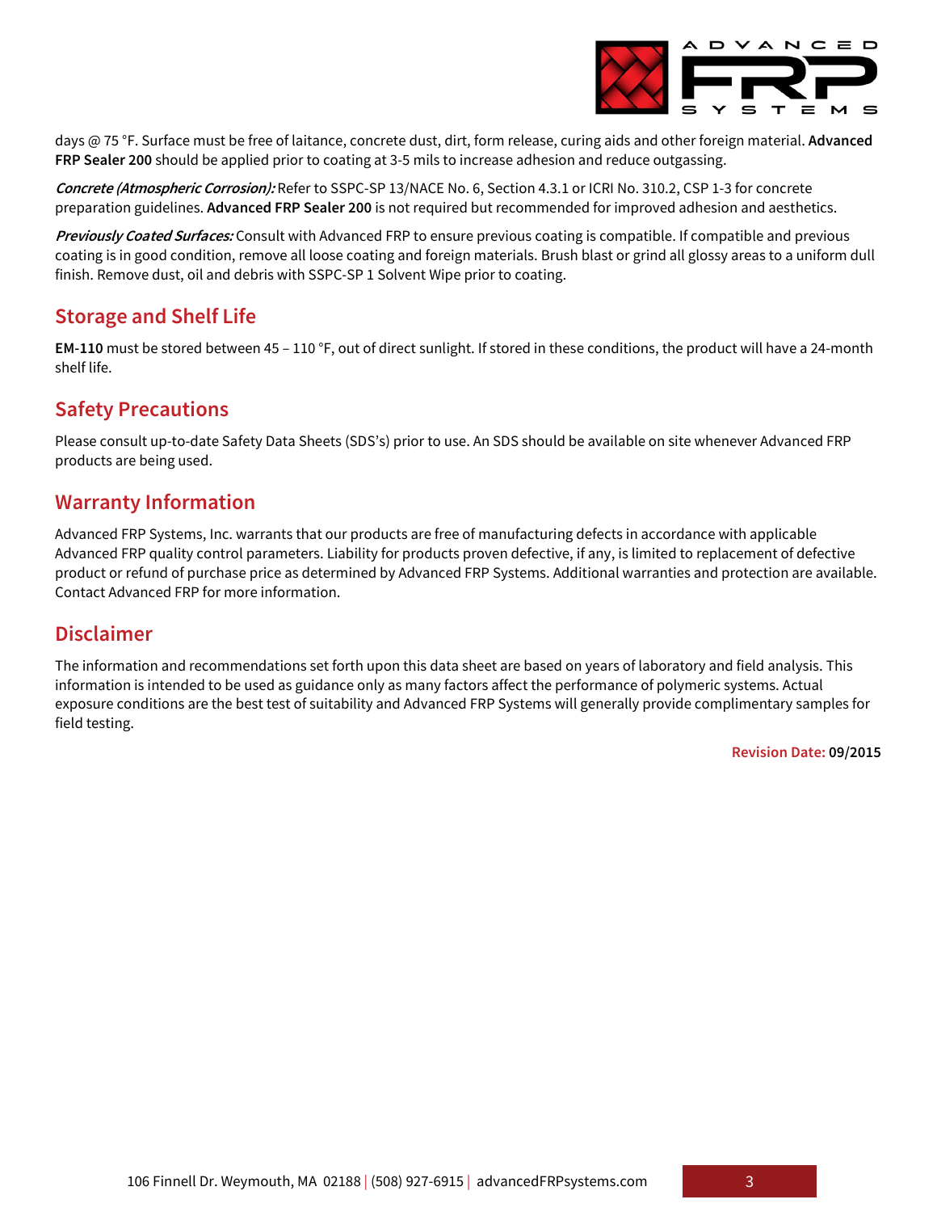days @ 75 °F. Surface must be free of laitance, concrete dust, dirt, form release, curing aids and other foreign material. **Advanced FRP Sealer 200** should be applied prior to coating at 3-5 mils to increase adhesion and reduce outgassing.

***Concrete (Atmospheric Corrosion):*** Refer to SSPC-SP 13/NACE No. 6, Section 4.3.1 or ICRI No. 310.2, CSP 1-3 for concrete preparation guidelines. **Advanced FRP Sealer 200** is not required but recommended for improved adhesion and aesthetics.

***Previously Coated Surfaces:*** Consult with Advanced FRP to ensure previous coating is compatible. If compatible and previous coating is in good condition, remove all loose coating and foreign materials. Brush blast or grind all glossy areas to a uniform dull finish. Remove dust, oil and debris with SSPC-SP 1 Solvent Wipe prior to coating.

## Storage and Shelf Life

**EM-110** must be stored between 45 – 110 °F, out of direct sunlight. If stored in these conditions, the product will have a 24-month shelf life.

## Safety Precautions

Please consult up-to-date Safety Data Sheets (SDS's) prior to use. An SDS should be available on site whenever Advanced FRP products are being used.

## Warranty Information

Advanced FRP Systems, Inc. warrants that our products are free of manufacturing defects in accordance with applicable Advanced FRP quality control parameters. Liability for products proven defective, if any, is limited to replacement of defective product or refund of purchase price as determined by Advanced FRP Systems. Additional warranties and protection are available. Contact Advanced FRP for more information.

## Disclaimer

The information and recommendations set forth upon this data sheet are based on years of laboratory and field analysis. This information is intended to be used as guidance only as many factors affect the performance of polymeric systems. Actual exposure conditions are the best test of suitability and Advanced FRP Systems will generally provide complimentary samples for field testing.

**Revision Date: 09/2015**